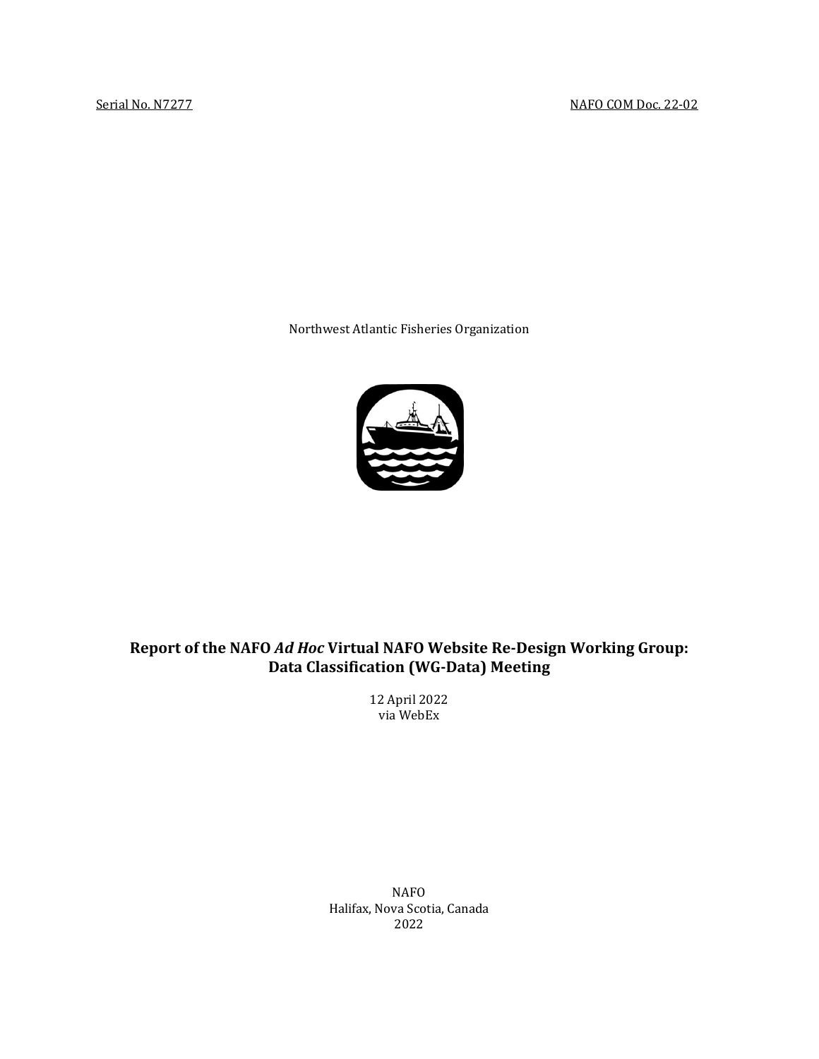Serial No. N7277 NAFO COM Doc. 22-02

Northwest Atlantic Fisheries Organization

# Report of the NAFO *Ad Hoc* Virtual NAFO Website Re-Design Working Group: Data Classification (WG-Data) Meeting

12 April 2022
via WebEx

NAFO
Halifax, Nova Scotia, Canada
2022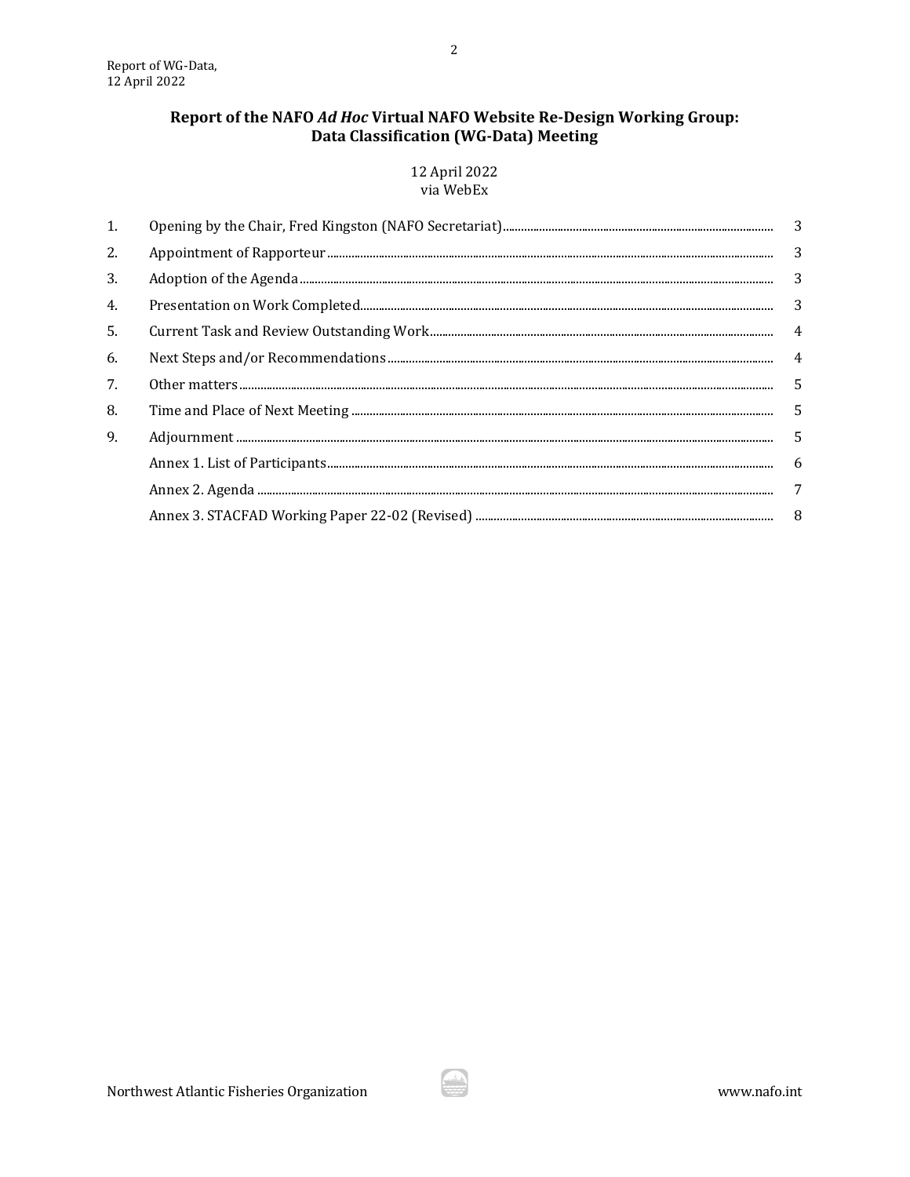# Report of the NAFO *Ad Hoc* Virtual NAFO Website Re-Design Working Group: Data Classification (WG-Data) Meeting

12 April 2022
via WebEx

| | | |
|---|---|---|
| 1. | Opening by the Chair, Fred Kingston (NAFO Secretariat) | 3 |
| 2. | Appointment of Rapporteur | 3 |
| 3. | Adoption of the Agenda | 3 |
| 4. | Presentation on Work Completed | 3 |
| 5. | Current Task and Review Outstanding Work | 4 |
| 6. | Next Steps and/or Recommendations | 4 |
| 7. | Other matters | 5 |
| 8. | Time and Place of Next Meeting | 5 |
| 9. | Adjournment | 5 |
| | Annex 1. List of Participants | 6 |
| | Annex 2. Agenda | 7 |
| | Annex 3. STACFAD Working Paper 22-02 (Revised) | 8 |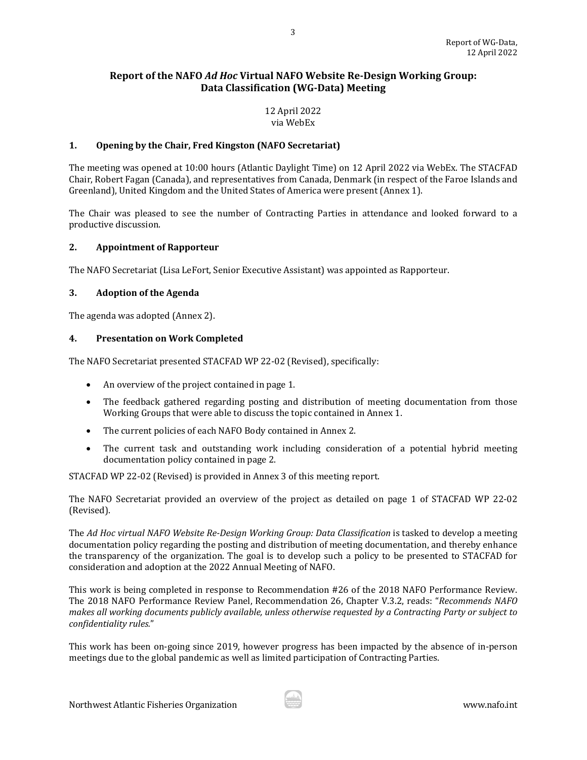# Report of the NAFO *Ad Hoc* Virtual NAFO Website Re-Design Working Group: Data Classification (WG-Data) Meeting

12 April 2022
via WebEx

## 1. Opening by the Chair, Fred Kingston (NAFO Secretariat)

The meeting was opened at 10:00 hours (Atlantic Daylight Time) on 12 April 2022 via WebEx. The STACFAD Chair, Robert Fagan (Canada), and representatives from Canada, Denmark (in respect of the Faroe Islands and Greenland), United Kingdom and the United States of America were present (Annex 1).

The Chair was pleased to see the number of Contracting Parties in attendance and looked forward to a productive discussion.

## 2. Appointment of Rapporteur

The NAFO Secretariat (Lisa LeFort, Senior Executive Assistant) was appointed as Rapporteur.

## 3. Adoption of the Agenda

The agenda was adopted (Annex 2).

## 4. Presentation on Work Completed

The NAFO Secretariat presented STACFAD WP 22-02 (Revised), specifically:

- An overview of the project contained in page 1.
- The feedback gathered regarding posting and distribution of meeting documentation from those Working Groups that were able to discuss the topic contained in Annex 1.
- The current policies of each NAFO Body contained in Annex 2.
- The current task and outstanding work including consideration of a potential hybrid meeting documentation policy contained in page 2.

STACFAD WP 22-02 (Revised) is provided in Annex 3 of this meeting report.

The NAFO Secretariat provided an overview of the project as detailed on page 1 of STACFAD WP 22-02 (Revised).

The *Ad Hoc virtual NAFO Website Re-Design Working Group: Data Classification* is tasked to develop a meeting documentation policy regarding the posting and distribution of meeting documentation, and thereby enhance the transparency of the organization. The goal is to develop such a policy to be presented to STACFAD for consideration and adoption at the 2022 Annual Meeting of NAFO.

This work is being completed in response to Recommendation #26 of the 2018 NAFO Performance Review. The 2018 NAFO Performance Review Panel, Recommendation 26, Chapter V.3.2, reads: "*Recommends NAFO makes all working documents publicly available, unless otherwise requested by a Contracting Party or subject to confidentiality rules.*"

This work has been on-going since 2019, however progress has been impacted by the absence of in-person meetings due to the global pandemic as well as limited participation of Contracting Parties.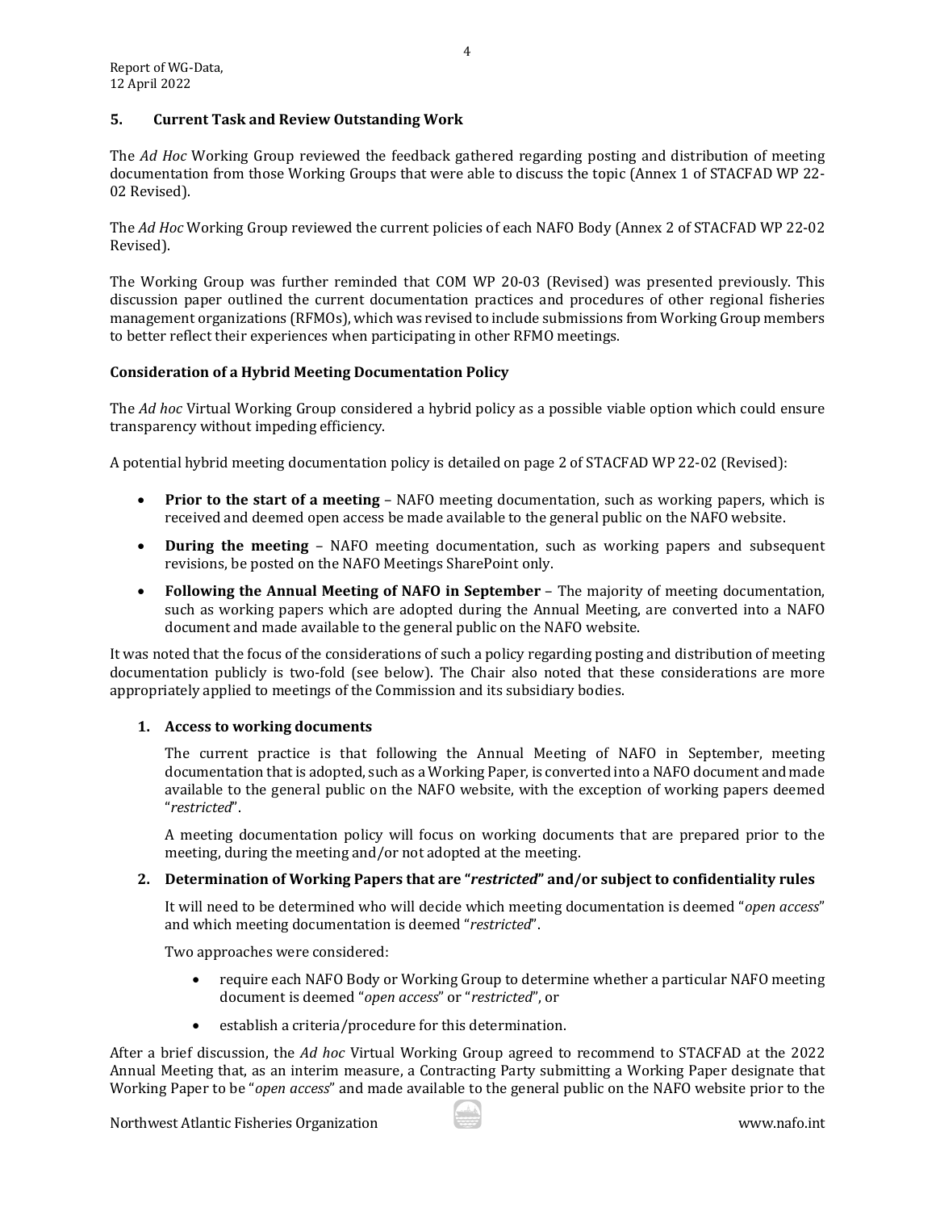## 5. Current Task and Review Outstanding Work

The *Ad Hoc* Working Group reviewed the feedback gathered regarding posting and distribution of meeting documentation from those Working Groups that were able to discuss the topic (Annex 1 of STACFAD WP 22-02 Revised).

The *Ad Hoc* Working Group reviewed the current policies of each NAFO Body (Annex 2 of STACFAD WP 22-02 Revised).

The Working Group was further reminded that COM WP 20-03 (Revised) was presented previously. This discussion paper outlined the current documentation practices and procedures of other regional fisheries management organizations (RFMOs), which was revised to include submissions from Working Group members to better reflect their experiences when participating in other RFMO meetings.

### Consideration of a Hybrid Meeting Documentation Policy

The *Ad hoc* Virtual Working Group considered a hybrid policy as a possible viable option which could ensure transparency without impeding efficiency.

A potential hybrid meeting documentation policy is detailed on page 2 of STACFAD WP 22-02 (Revised):

- **Prior to the start of a meeting** – NAFO meeting documentation, such as working papers, which is received and deemed open access be made available to the general public on the NAFO website.
- **During the meeting** – NAFO meeting documentation, such as working papers and subsequent revisions, be posted on the NAFO Meetings SharePoint only.
- **Following the Annual Meeting of NAFO in September** – The majority of meeting documentation, such as working papers which are adopted during the Annual Meeting, are converted into a NAFO document and made available to the general public on the NAFO website.

It was noted that the focus of the considerations of such a policy regarding posting and distribution of meeting documentation publicly is two-fold (see below). The Chair also noted that these considerations are more appropriately applied to meetings of the Commission and its subsidiary bodies.

1. **Access to working documents**

   The current practice is that following the Annual Meeting of NAFO in September, meeting documentation that is adopted, such as a Working Paper, is converted into a NAFO document and made available to the general public on the NAFO website, with the exception of working papers deemed "*restricted*".

   A meeting documentation policy will focus on working documents that are prepared prior to the meeting, during the meeting and/or not adopted at the meeting.

2. **Determination of Working Papers that are "*restricted*" and/or subject to confidentiality rules**

   It will need to be determined who will decide which meeting documentation is deemed "*open access*" and which meeting documentation is deemed "*restricted*".

   Two approaches were considered:

   - require each NAFO Body or Working Group to determine whether a particular NAFO meeting document is deemed "*open access*" or "*restricted*", or
   - establish a criteria/procedure for this determination.

After a brief discussion, the *Ad hoc* Virtual Working Group agreed to recommend to STACFAD at the 2022 Annual Meeting that, as an interim measure, a Contracting Party submitting a Working Paper designate that Working Paper to be "*open access*" and made available to the general public on the NAFO website prior to the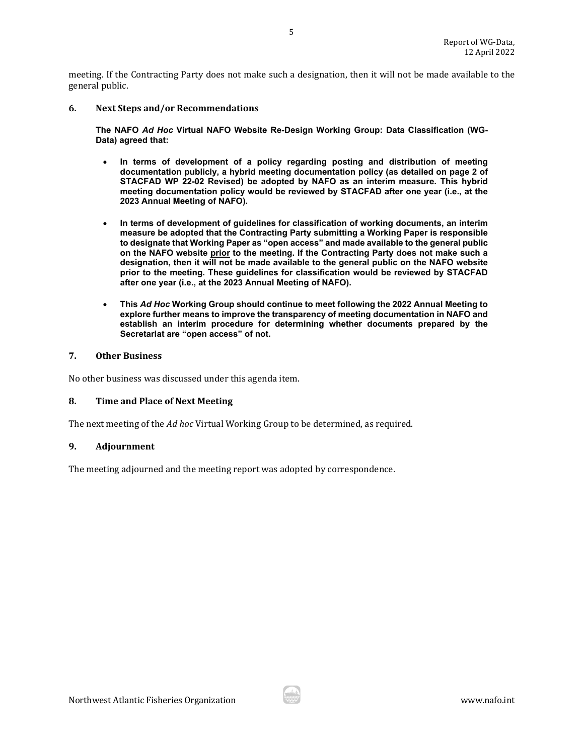meeting. If the Contracting Party does not make such a designation, then it will not be made available to the general public.

## 6. Next Steps and/or Recommendations

**The NAFO *Ad Hoc* Virtual NAFO Website Re-Design Working Group: Data Classification (WG-Data) agreed that:**

- **In terms of development of a policy regarding posting and distribution of meeting documentation publicly, a hybrid meeting documentation policy (as detailed on page 2 of STACFAD WP 22-02 Revised) be adopted by NAFO as an interim measure. This hybrid meeting documentation policy would be reviewed by STACFAD after one year (i.e., at the 2023 Annual Meeting of NAFO).**

- **In terms of development of guidelines for classification of working documents, an interim measure be adopted that the Contracting Party submitting a Working Paper is responsible to designate that Working Paper as "open access" and made available to the general public on the NAFO website <u>prior</u> to the meeting. If the Contracting Party does not make such a designation, then it will not be made available to the general public on the NAFO website prior to the meeting. These guidelines for classification would be reviewed by STACFAD after one year (i.e., at the 2023 Annual Meeting of NAFO).**

- **This *Ad Hoc* Working Group should continue to meet following the 2022 Annual Meeting to explore further means to improve the transparency of meeting documentation in NAFO and establish an interim procedure for determining whether documents prepared by the Secretariat are "open access" of not.**

## 7. Other Business

No other business was discussed under this agenda item.

## 8. Time and Place of Next Meeting

The next meeting of the *Ad hoc* Virtual Working Group to be determined, as required.

## 9. Adjournment

The meeting adjourned and the meeting report was adopted by correspondence.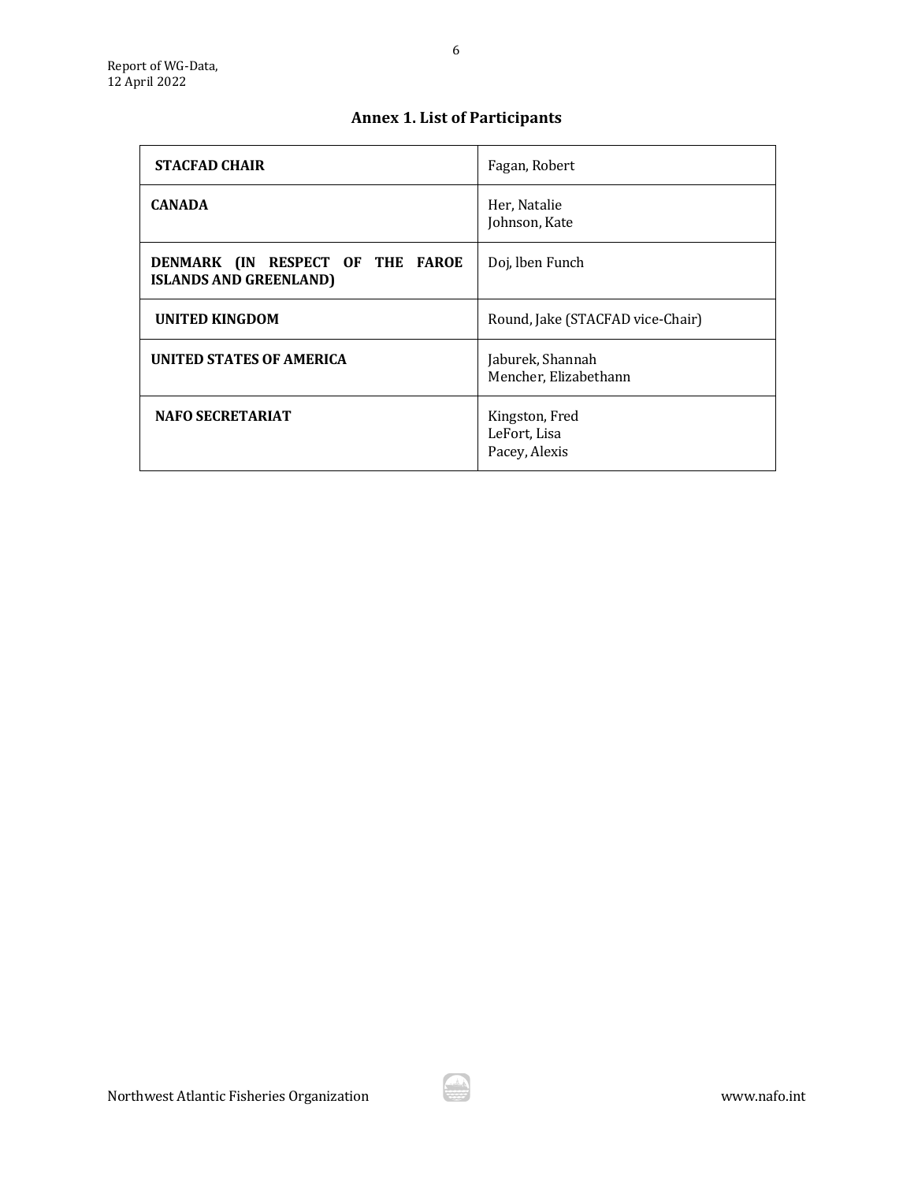## Annex 1. List of Participants

| | |
|---|---|
| **STACFAD CHAIR** | Fagan, Robert |
| **CANADA** | Her, Natalie<br>Johnson, Kate |
| **DENMARK (IN RESPECT OF THE FAROE ISLANDS AND GREENLAND)** | Doj, lben Funch |
| **UNITED KINGDOM** | Round, Jake (STACFAD vice-Chair) |
| **UNITED STATES OF AMERICA** | Jaburek, Shannah<br>Mencher, Elizabethann |
| **NAFO SECRETARIAT** | Kingston, Fred<br>LeFort, Lisa<br>Pacey, Alexis |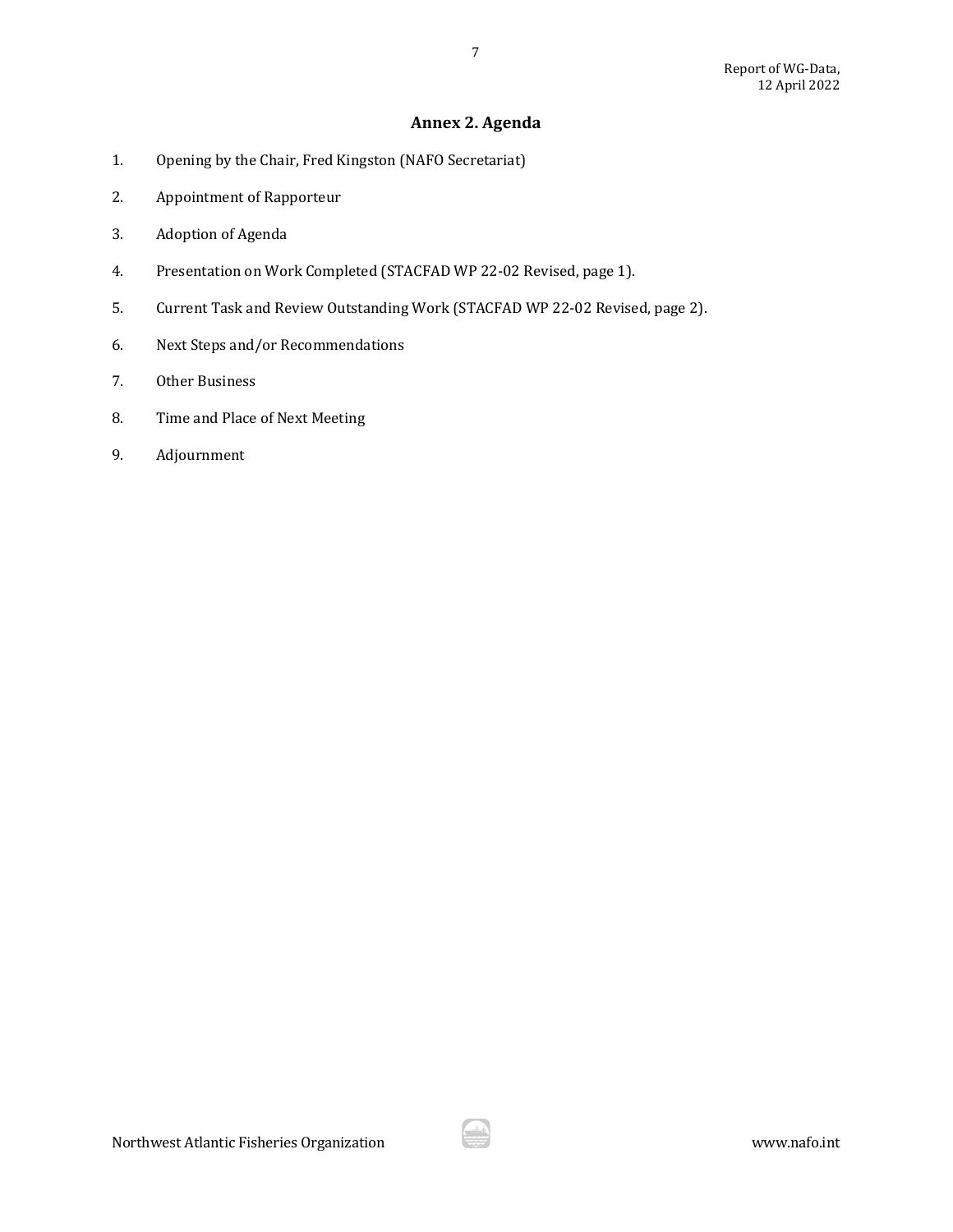## Annex 2. Agenda

1. Opening by the Chair, Fred Kingston (NAFO Secretariat)
2. Appointment of Rapporteur
3. Adoption of Agenda
4. Presentation on Work Completed (STACFAD WP 22-02 Revised, page 1).
5. Current Task and Review Outstanding Work (STACFAD WP 22-02 Revised, page 2).
6. Next Steps and/or Recommendations
7. Other Business
8. Time and Place of Next Meeting
9. Adjournment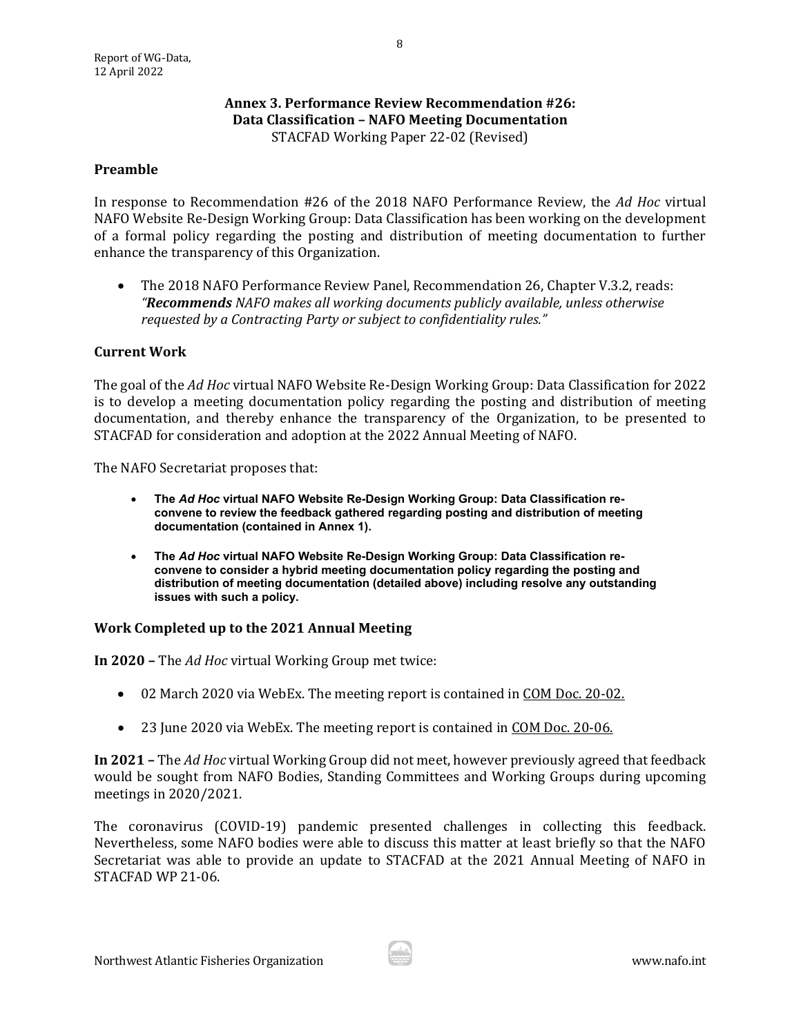## Annex 3. Performance Review Recommendation #26: Data Classification – NAFO Meeting Documentation

STACFAD Working Paper 22-02 (Revised)

### Preamble

In response to Recommendation #26 of the 2018 NAFO Performance Review, the *Ad Hoc* virtual NAFO Website Re-Design Working Group: Data Classification has been working on the development of a formal policy regarding the posting and distribution of meeting documentation to further enhance the transparency of this Organization.

- The 2018 NAFO Performance Review Panel, Recommendation 26, Chapter V.3.2, reads: *"**Recommends** NAFO makes all working documents publicly available, unless otherwise requested by a Contracting Party or subject to confidentiality rules."*

### Current Work

The goal of the *Ad Hoc* virtual NAFO Website Re-Design Working Group: Data Classification for 2022 is to develop a meeting documentation policy regarding the posting and distribution of meeting documentation, and thereby enhance the transparency of the Organization, to be presented to STACFAD for consideration and adoption at the 2022 Annual Meeting of NAFO.

The NAFO Secretariat proposes that:

- **The *Ad Hoc* virtual NAFO Website Re-Design Working Group: Data Classification re-convene to review the feedback gathered regarding posting and distribution of meeting documentation (contained in Annex 1).**
- **The *Ad Hoc* virtual NAFO Website Re-Design Working Group: Data Classification re-convene to consider a hybrid meeting documentation policy regarding the posting and distribution of meeting documentation (detailed above) including resolve any outstanding issues with such a policy.**

### Work Completed up to the 2021 Annual Meeting

**In 2020 –** The *Ad Hoc* virtual Working Group met twice:

- 02 March 2020 via WebEx. The meeting report is contained in COM Doc. 20-02.
- 23 June 2020 via WebEx. The meeting report is contained in COM Doc. 20-06.

**In 2021 –** The *Ad Hoc* virtual Working Group did not meet, however previously agreed that feedback would be sought from NAFO Bodies, Standing Committees and Working Groups during upcoming meetings in 2020/2021.

The coronavirus (COVID-19) pandemic presented challenges in collecting this feedback. Nevertheless, some NAFO bodies were able to discuss this matter at least briefly so that the NAFO Secretariat was able to provide an update to STACFAD at the 2021 Annual Meeting of NAFO in STACFAD WP 21-06.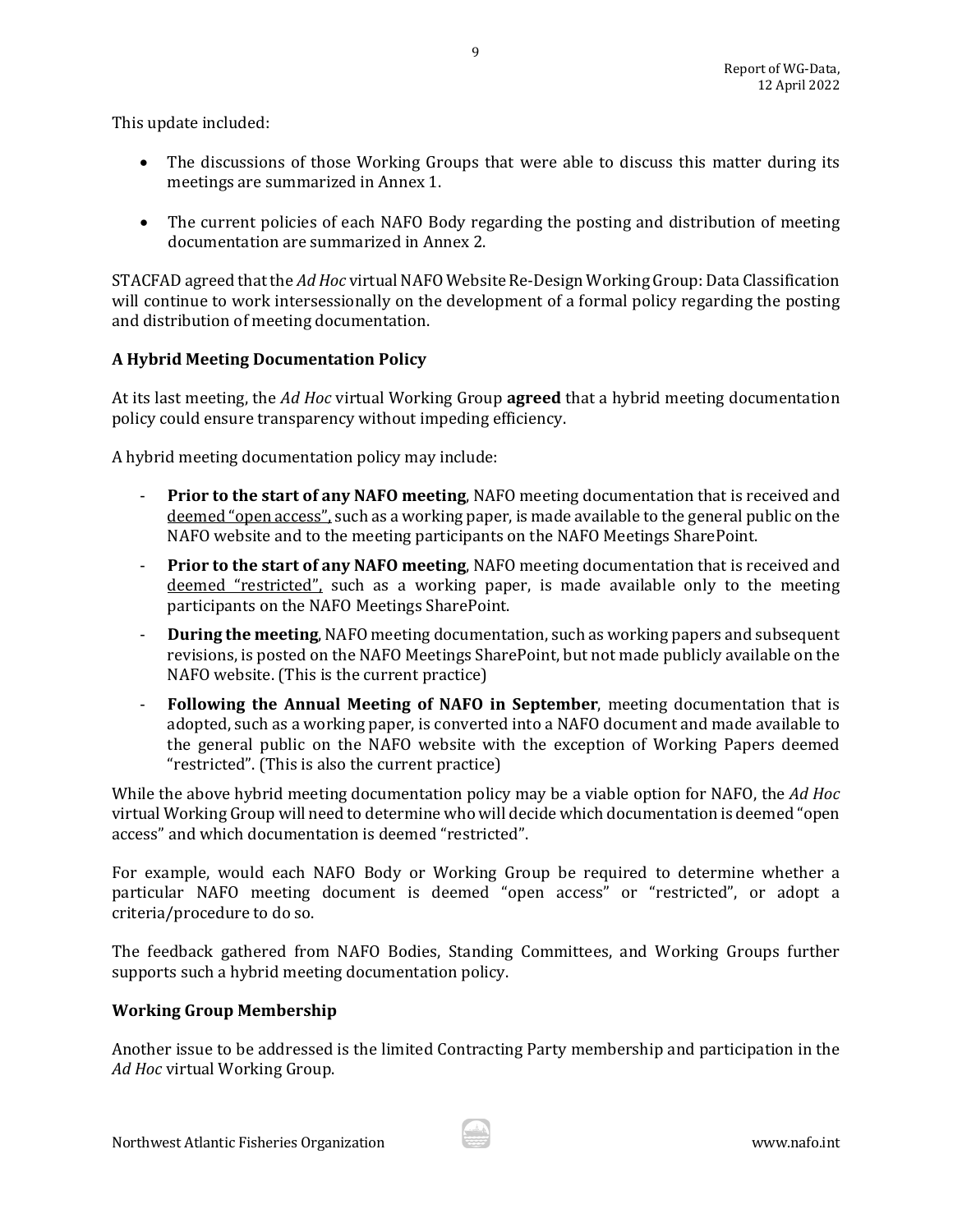This update included:

- The discussions of those Working Groups that were able to discuss this matter during its meetings are summarized in Annex 1.
- The current policies of each NAFO Body regarding the posting and distribution of meeting documentation are summarized in Annex 2.

STACFAD agreed that the *Ad Hoc* virtual NAFO Website Re-Design Working Group: Data Classification will continue to work intersessionally on the development of a formal policy regarding the posting and distribution of meeting documentation.

**A Hybrid Meeting Documentation Policy**

At its last meeting, the *Ad Hoc* virtual Working Group **agreed** that a hybrid meeting documentation policy could ensure transparency without impeding efficiency.

A hybrid meeting documentation policy may include:

- **Prior to the start of any NAFO meeting**, NAFO meeting documentation that is received and <u>deemed "open access"</u>, such as a working paper, is made available to the general public on the NAFO website and to the meeting participants on the NAFO Meetings SharePoint.
- **Prior to the start of any NAFO meeting**, NAFO meeting documentation that is received and <u>deemed "restricted"</u>, such as a working paper, is made available only to the meeting participants on the NAFO Meetings SharePoint.
- **During the meeting**, NAFO meeting documentation, such as working papers and subsequent revisions, is posted on the NAFO Meetings SharePoint, but not made publicly available on the NAFO website. (This is the current practice)
- **Following the Annual Meeting of NAFO in September**, meeting documentation that is adopted, such as a working paper, is converted into a NAFO document and made available to the general public on the NAFO website with the exception of Working Papers deemed "restricted". (This is also the current practice)

While the above hybrid meeting documentation policy may be a viable option for NAFO, the *Ad Hoc* virtual Working Group will need to determine who will decide which documentation is deemed "open access" and which documentation is deemed "restricted".

For example, would each NAFO Body or Working Group be required to determine whether a particular NAFO meeting document is deemed "open access" or "restricted", or adopt a criteria/procedure to do so.

The feedback gathered from NAFO Bodies, Standing Committees, and Working Groups further supports such a hybrid meeting documentation policy.

**Working Group Membership**

Another issue to be addressed is the limited Contracting Party membership and participation in the *Ad Hoc* virtual Working Group.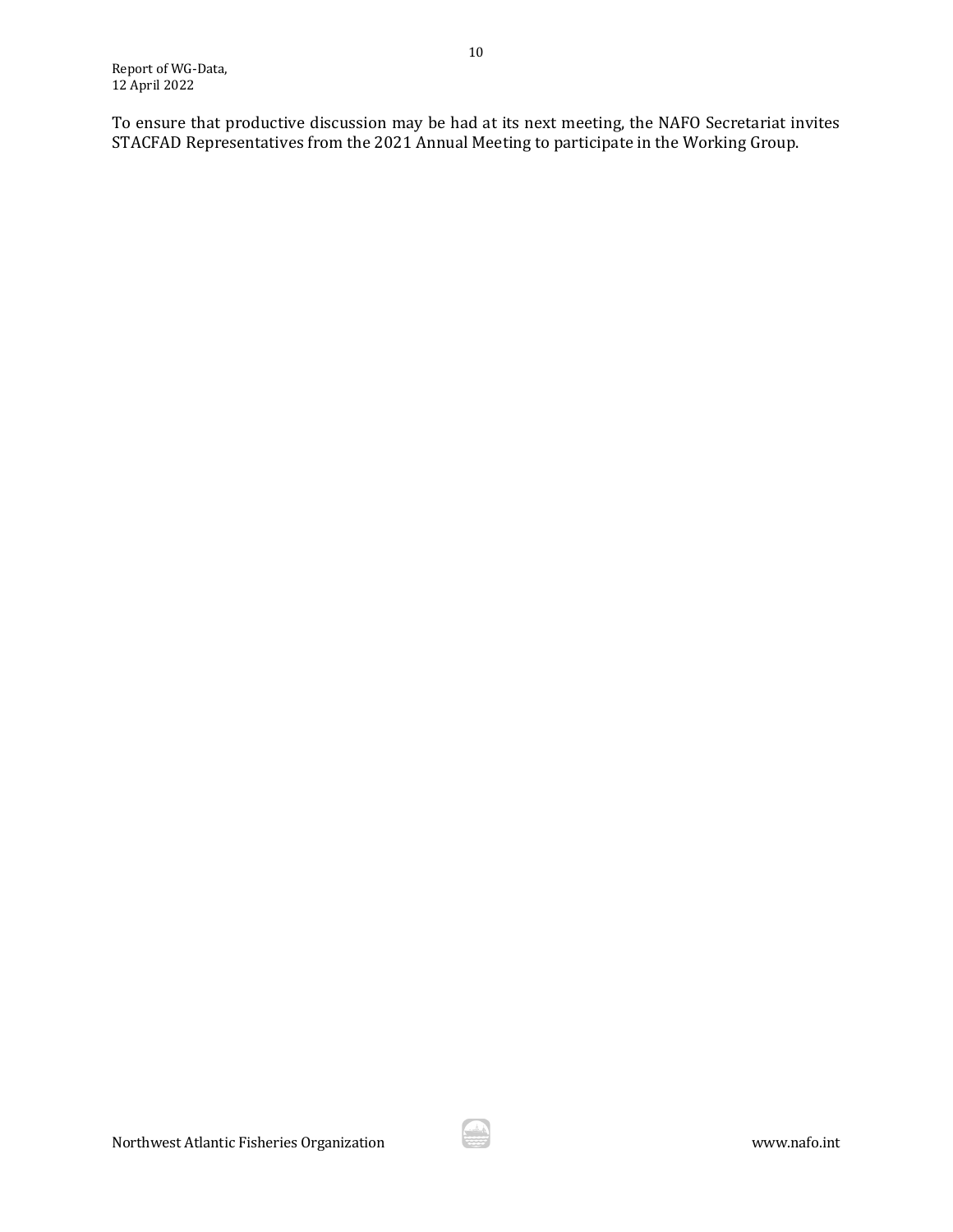To ensure that productive discussion may be had at its next meeting, the NAFO Secretariat invites STACFAD Representatives from the 2021 Annual Meeting to participate in the Working Group.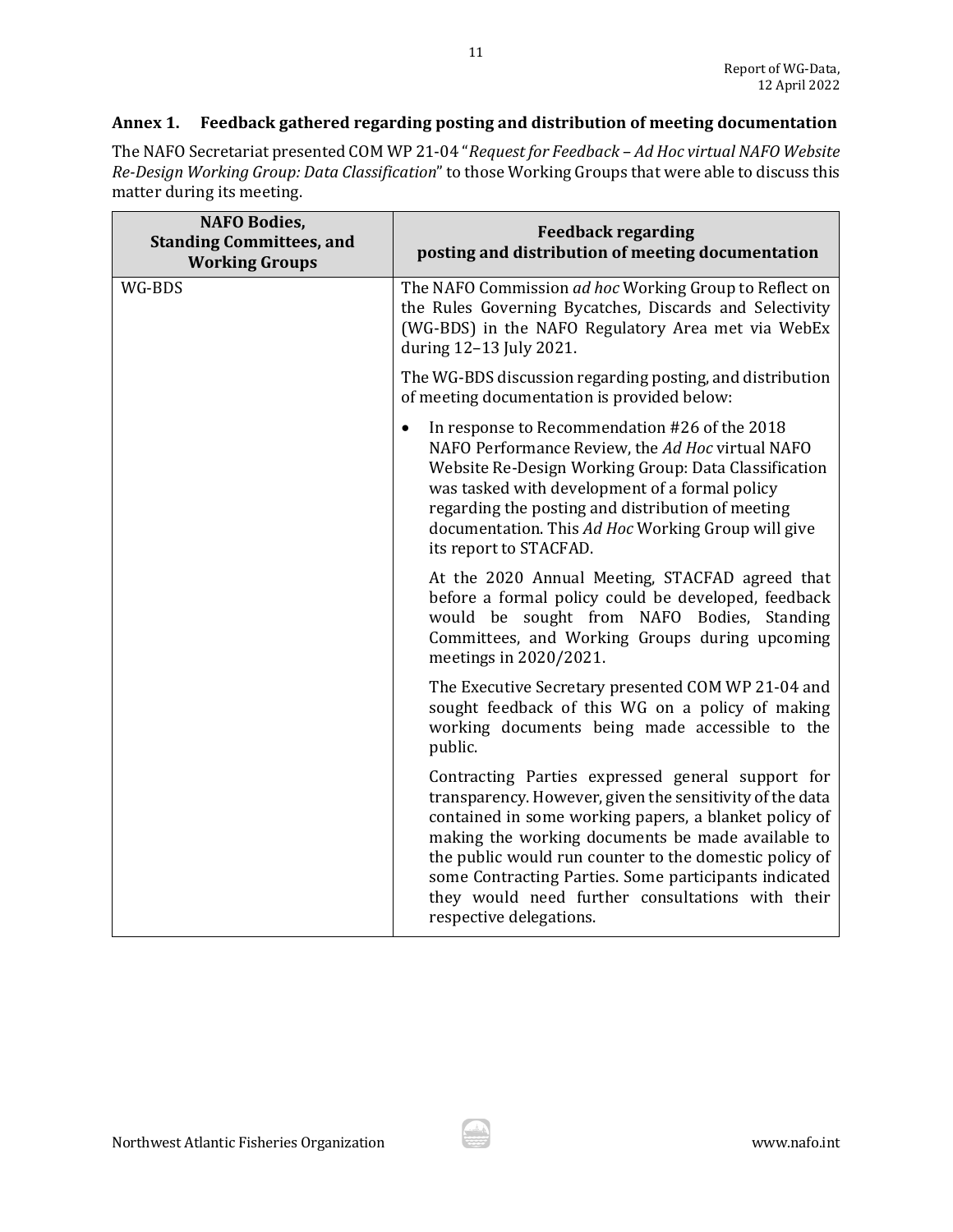## Annex 1. Feedback gathered regarding posting and distribution of meeting documentation

The NAFO Secretariat presented COM WP 21-04 "*Request for Feedback – Ad Hoc virtual NAFO Website Re-Design Working Group: Data Classification*" to those Working Groups that were able to discuss this matter during its meeting.

| NAFO Bodies, Standing Committees, and Working Groups | Feedback regarding posting and distribution of meeting documentation |
|---|---|
| WG-BDS | The NAFO Commission *ad hoc* Working Group to Reflect on the Rules Governing Bycatches, Discards and Selectivity (WG-BDS) in the NAFO Regulatory Area met via WebEx during 12–13 July 2021.<br><br>The WG-BDS discussion regarding posting, and distribution of meeting documentation is provided below:<br><br>• In response to Recommendation #26 of the 2018 NAFO Performance Review, the *Ad Hoc* virtual NAFO Website Re-Design Working Group: Data Classification was tasked with development of a formal policy regarding the posting and distribution of meeting documentation. This *Ad Hoc* Working Group will give its report to STACFAD.<br><br>At the 2020 Annual Meeting, STACFAD agreed that before a formal policy could be developed, feedback would be sought from NAFO Bodies, Standing Committees, and Working Groups during upcoming meetings in 2020/2021.<br><br>The Executive Secretary presented COM WP 21-04 and sought feedback of this WG on a policy of making working documents being made accessible to the public.<br><br>Contracting Parties expressed general support for transparency. However, given the sensitivity of the data contained in some working papers, a blanket policy of making the working documents be made available to the public would run counter to the domestic policy of some Contracting Parties. Some participants indicated they would need further consultations with their respective delegations. |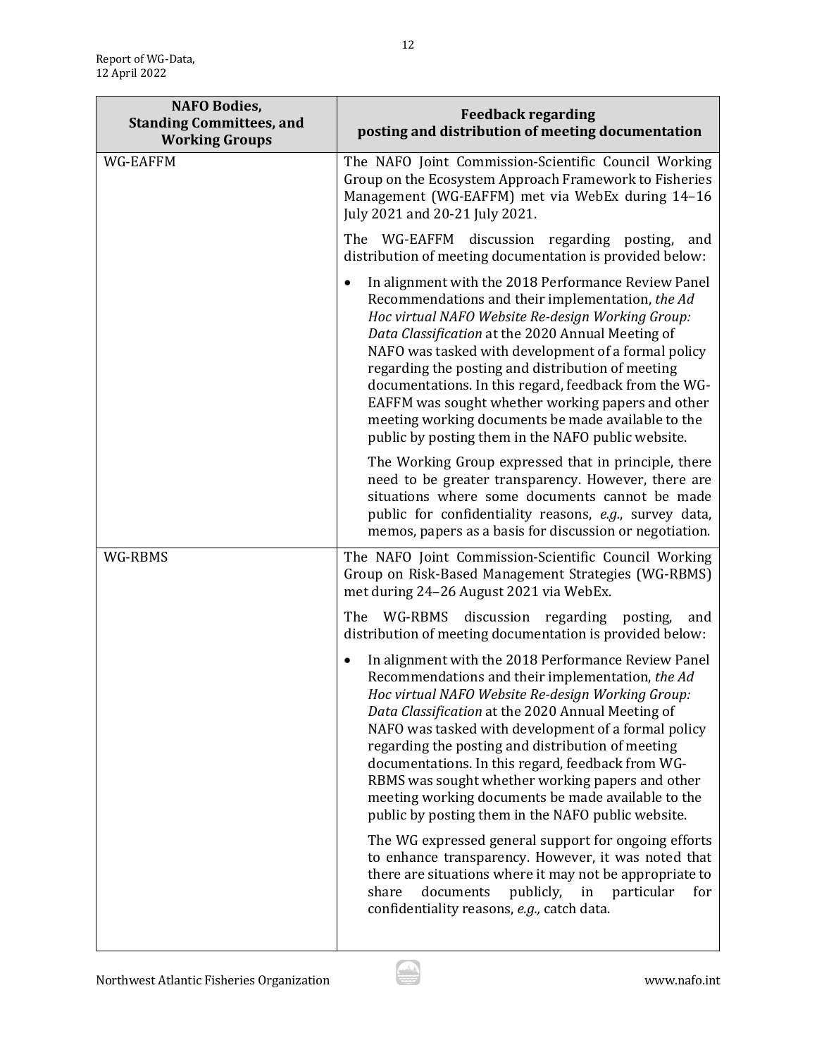| NAFO Bodies, Standing Committees, and Working Groups | Feedback regarding posting and distribution of meeting documentation |
|---|---|
| WG-EAFFM | The NAFO Joint Commission-Scientific Council Working Group on the Ecosystem Approach Framework to Fisheries Management (WG-EAFFM) met via WebEx during 14–16 July 2021 and 20-21 July 2021.<br><br>The WG-EAFFM discussion regarding posting, and distribution of meeting documentation is provided below:<br><br>• In alignment with the 2018 Performance Review Panel Recommendations and their implementation, *the Ad Hoc virtual NAFO Website Re-design Working Group: Data Classification* at the 2020 Annual Meeting of NAFO was tasked with development of a formal policy regarding the posting and distribution of meeting documentations. In this regard, feedback from the WG-EAFFM was sought whether working papers and other meeting working documents be made available to the public by posting them in the NAFO public website.<br><br>The Working Group expressed that in principle, there need to be greater transparency. However, there are situations where some documents cannot be made public for confidentiality reasons, *e.g.*, survey data, memos, papers as a basis for discussion or negotiation. |
| WG-RBMS | The NAFO Joint Commission-Scientific Council Working Group on Risk-Based Management Strategies (WG-RBMS) met during 24–26 August 2021 via WebEx.<br><br>The WG-RBMS discussion regarding posting, and distribution of meeting documentation is provided below:<br><br>• In alignment with the 2018 Performance Review Panel Recommendations and their implementation, *the Ad Hoc virtual NAFO Website Re-design Working Group: Data Classification* at the 2020 Annual Meeting of NAFO was tasked with development of a formal policy regarding the posting and distribution of meeting documentations. In this regard, feedback from WG-RBMS was sought whether working papers and other meeting working documents be made available to the public by posting them in the NAFO public website.<br><br>The WG expressed general support for ongoing efforts to enhance transparency. However, it was noted that there are situations where it may not be appropriate to share documents publicly, in particular for confidentiality reasons, *e.g.,* catch data. |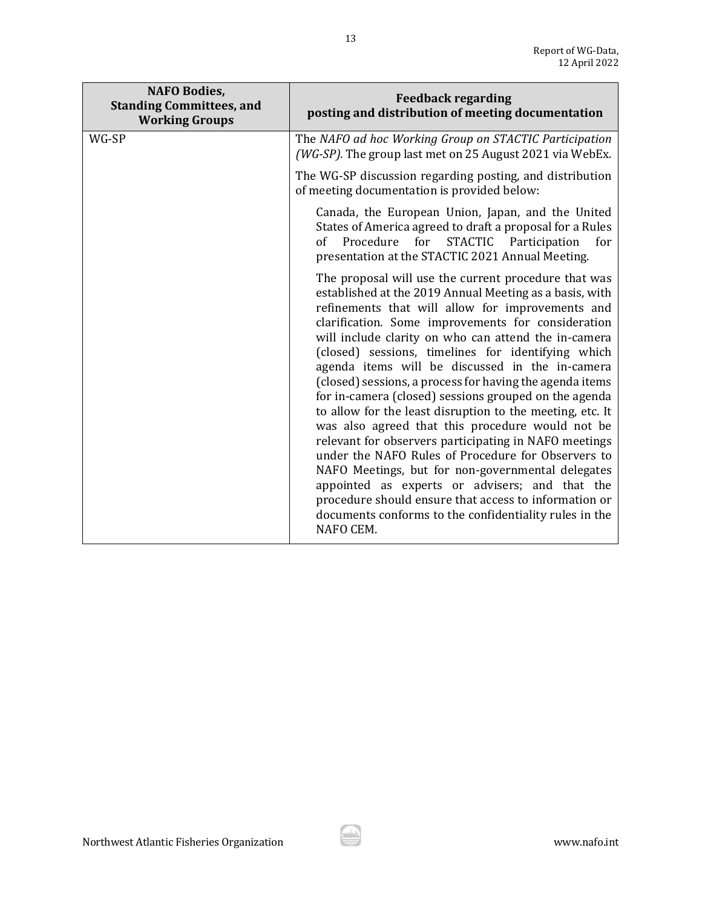| NAFO Bodies, Standing Committees, and Working Groups | Feedback regarding posting and distribution of meeting documentation |
|---|---|
| WG-SP | The *NAFO ad hoc Working Group on STACTIC Participation (WG-SP).* The group last met on 25 August 2021 via WebEx.<br><br>The WG-SP discussion regarding posting, and distribution of meeting documentation is provided below:<br><br>Canada, the European Union, Japan, and the United States of America agreed to draft a proposal for a Rules of Procedure for STACTIC Participation for presentation at the STACTIC 2021 Annual Meeting.<br><br>The proposal will use the current procedure that was established at the 2019 Annual Meeting as a basis, with refinements that will allow for improvements and clarification. Some improvements for consideration will include clarity on who can attend the in-camera (closed) sessions, timelines for identifying which agenda items will be discussed in the in-camera (closed) sessions, a process for having the agenda items for in-camera (closed) sessions grouped on the agenda to allow for the least disruption to the meeting, etc. It was also agreed that this procedure would not be relevant for observers participating in NAFO meetings under the NAFO Rules of Procedure for Observers to NAFO Meetings, but for non-governmental delegates appointed as experts or advisers; and that the procedure should ensure that access to information or documents conforms to the confidentiality rules in the NAFO CEM. |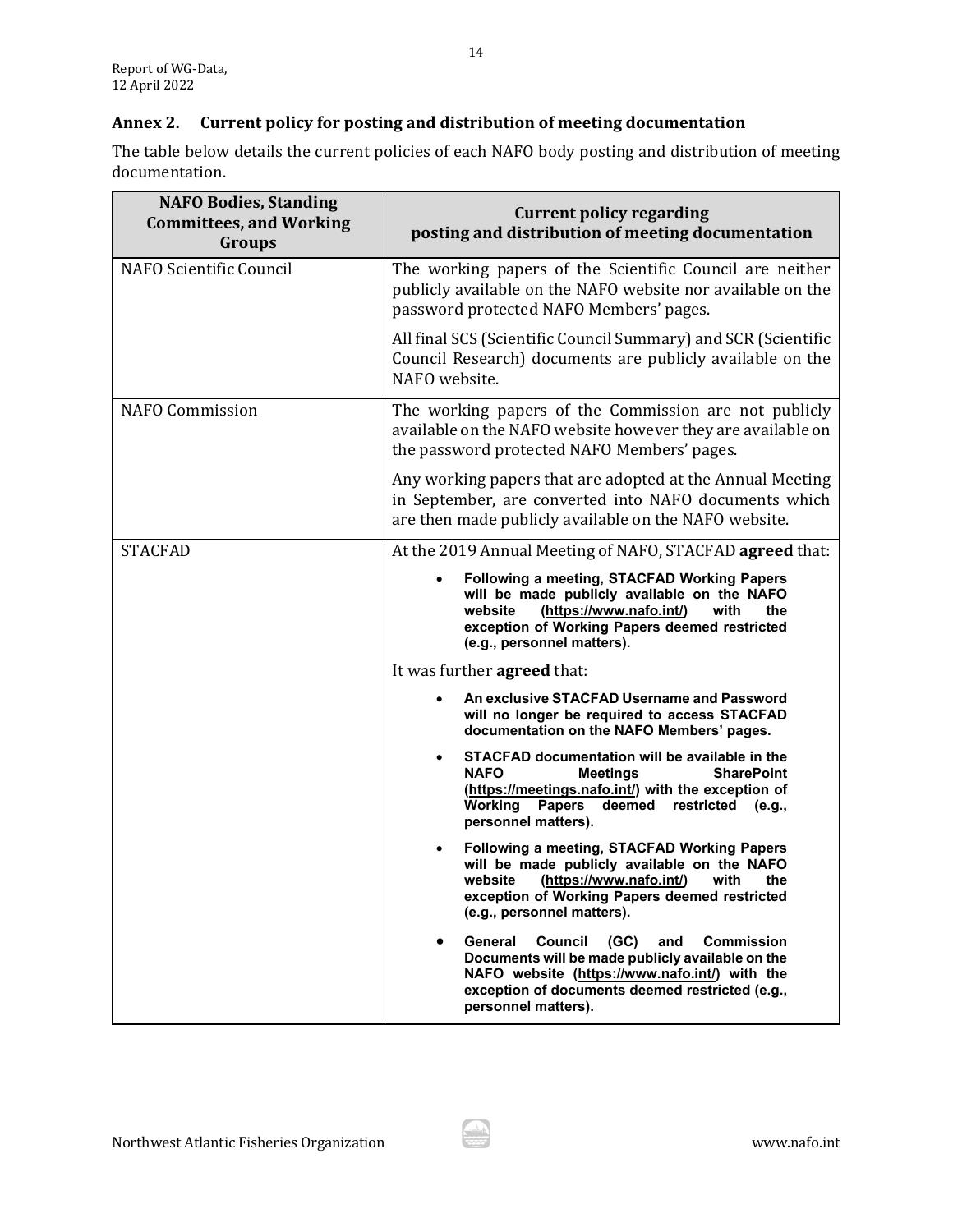## Annex 2. Current policy for posting and distribution of meeting documentation

The table below details the current policies of each NAFO body posting and distribution of meeting documentation.

| NAFO Bodies, Standing Committees, and Working Groups | Current policy regarding posting and distribution of meeting documentation |
|---|---|
| NAFO Scientific Council | The working papers of the Scientific Council are neither publicly available on the NAFO website nor available on the password protected NAFO Members' pages.<br><br>All final SCS (Scientific Council Summary) and SCR (Scientific Council Research) documents are publicly available on the NAFO website. |
| NAFO Commission | The working papers of the Commission are not publicly available on the NAFO website however they are available on the password protected NAFO Members' pages.<br><br>Any working papers that are adopted at the Annual Meeting in September, are converted into NAFO documents which are then made publicly available on the NAFO website. |
| STACFAD | At the 2019 Annual Meeting of NAFO, STACFAD **agreed** that:<br><br>• **Following a meeting, STACFAD Working Papers will be made publicly available on the NAFO website (https://www.nafo.int/) with the exception of Working Papers deemed restricted (e.g., personnel matters).**<br><br>It was further **agreed** that:<br><br>• **An exclusive STACFAD Username and Password will no longer be required to access STACFAD documentation on the NAFO Members' pages.**<br>• **STACFAD documentation will be available in the NAFO Meetings SharePoint (https://meetings.nafo.int/) with the exception of Working Papers deemed restricted (e.g., personnel matters).**<br>• **Following a meeting, STACFAD Working Papers will be made publicly available on the NAFO website (https://www.nafo.int/) with the exception of Working Papers deemed restricted (e.g., personnel matters).**<br>• **General Council (GC) and Commission Documents will be made publicly available on the NAFO website (https://www.nafo.int/) with the exception of documents deemed restricted (e.g., personnel matters).** |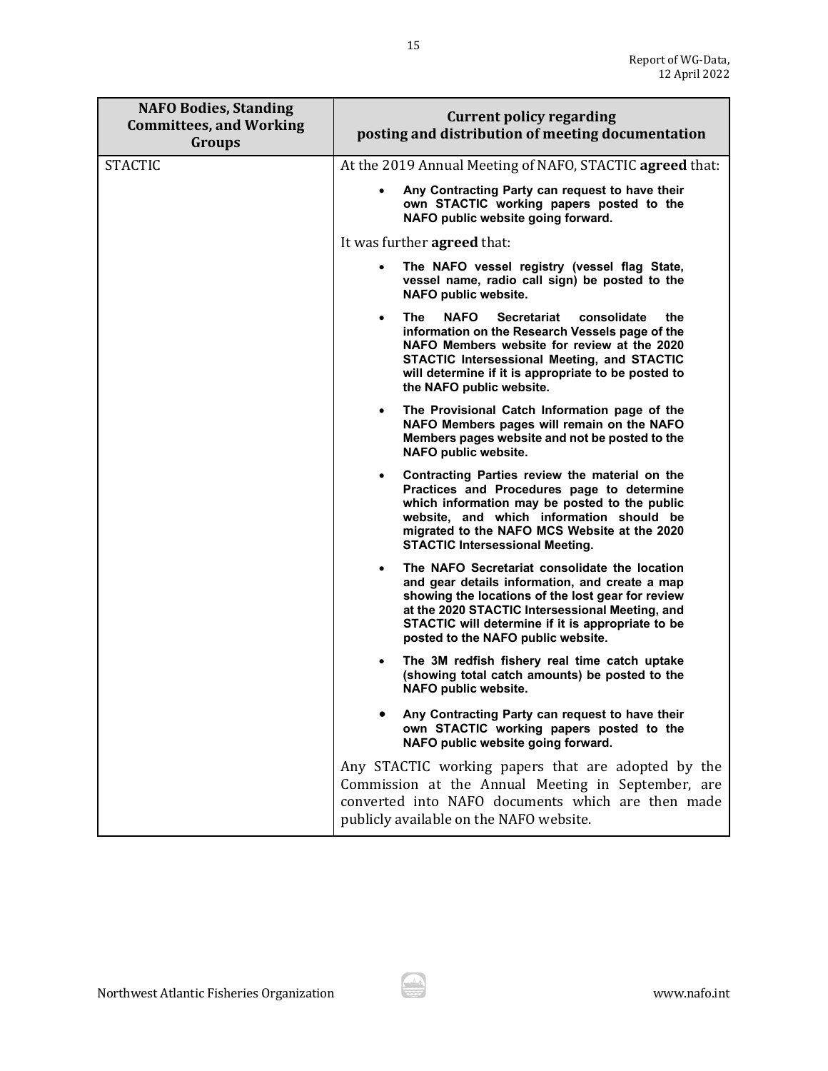| NAFO Bodies, Standing Committees, and Working Groups | Current policy regarding posting and distribution of meeting documentation |
|---|---|
| STACTIC | At the 2019 Annual Meeting of NAFO, STACTIC **agreed** that:<br><br>• **Any Contracting Party can request to have their own STACTIC working papers posted to the NAFO public website going forward.**<br><br>It was further **agreed** that:<br><br>• **The NAFO vessel registry (vessel flag State, vessel name, radio call sign) be posted to the NAFO public website.**<br><br>• **The NAFO Secretariat consolidate the information on the Research Vessels page of the NAFO Members website for review at the 2020 STACTIC Intersessional Meeting, and STACTIC will determine if it is appropriate to be posted to the NAFO public website.**<br><br>• **The Provisional Catch Information page of the NAFO Members pages will remain on the NAFO Members pages website and not be posted to the NAFO public website.**<br><br>• **Contracting Parties review the material on the Practices and Procedures page to determine which information may be posted to the public website, and which information should be migrated to the NAFO MCS Website at the 2020 STACTIC Intersessional Meeting.**<br><br>• **The NAFO Secretariat consolidate the location and gear details information, and create a map showing the locations of the lost gear for review at the 2020 STACTIC Intersessional Meeting, and STACTIC will determine if it is appropriate to be posted to the NAFO public website.**<br><br>• **The 3M redfish fishery real time catch uptake (showing total catch amounts) be posted to the NAFO public website.**<br><br>• **Any Contracting Party can request to have their own STACTIC working papers posted to the NAFO public website going forward.**<br><br>Any STACTIC working papers that are adopted by the Commission at the Annual Meeting in September, are converted into NAFO documents which are then made publicly available on the NAFO website. |